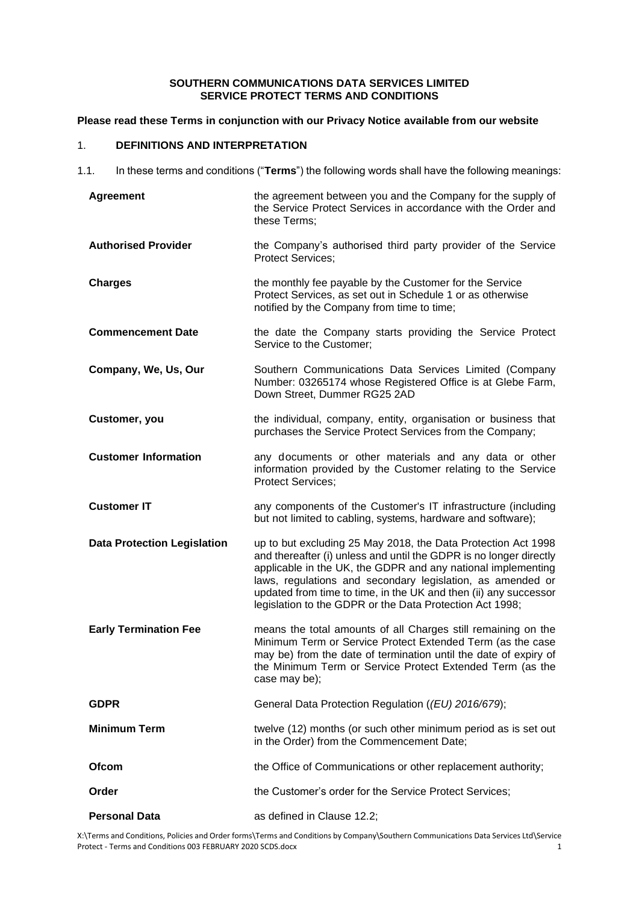# SOUTHERN COMMUNICATIONS DATA SERVICES LIMITED
# SERVICE PROTECT TERMS AND CONDITIONS

**Please read these Terms in conjunction with our Privacy Notice available from our website**

## 1. DEFINITIONS AND INTERPRETATION

1.1. In these terms and conditions ("**Terms**") the following words shall have the following meanings:

| | |
|---|---|
| **Agreement** | the agreement between you and the Company for the supply of the Service Protect Services in accordance with the Order and these Terms; |
| **Authorised Provider** | the Company's authorised third party provider of the Service Protect Services; |
| **Charges** | the monthly fee payable by the Customer for the Service Protect Services, as set out in Schedule 1 or as otherwise notified by the Company from time to time; |
| **Commencement Date** | the date the Company starts providing the Service Protect Service to the Customer; |
| **Company, We, Us, Our** | Southern Communications Data Services Limited (Company Number: 03265174 whose Registered Office is at Glebe Farm, Down Street, Dummer RG25 2AD |
| **Customer, you** | the individual, company, entity, organisation or business that purchases the Service Protect Services from the Company; |
| **Customer Information** | any documents or other materials and any data or other information provided by the Customer relating to the Service Protect Services; |
| **Customer IT** | any components of the Customer's IT infrastructure (including but not limited to cabling, systems, hardware and software); |
| **Data Protection Legislation** | up to but excluding 25 May 2018, the Data Protection Act 1998 and thereafter (i) unless and until the GDPR is no longer directly applicable in the UK, the GDPR and any national implementing laws, regulations and secondary legislation, as amended or updated from time to time, in the UK and then (ii) any successor legislation to the GDPR or the Data Protection Act 1998; |
| **Early Termination Fee** | means the total amounts of all Charges still remaining on the Minimum Term or Service Protect Extended Term (as the case may be) from the date of termination until the date of expiry of the Minimum Term or Service Protect Extended Term (as the case may be); |
| **GDPR** | General Data Protection Regulation (*(EU) 2016/679*); |
| **Minimum Term** | twelve (12) months (or such other minimum period as is set out in the Order) from the Commencement Date; |
| **Ofcom** | the Office of Communications or other replacement authority; |
| **Order** | the Customer's order for the Service Protect Services; |
| **Personal Data** | as defined in Clause 12.2; |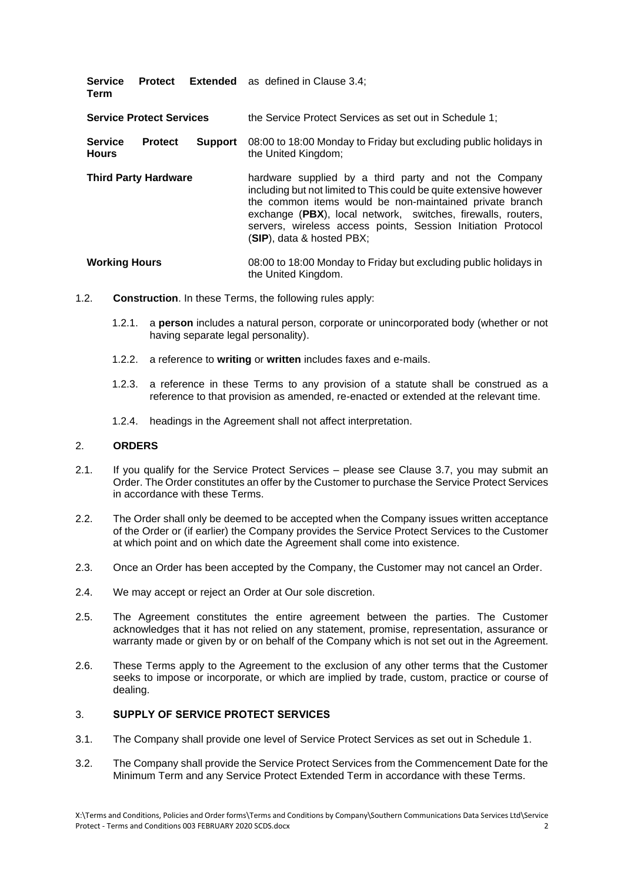| | |
|---|---|
| **Service Protect Extended Term** | as defined in Clause 3.4; |
| **Service Protect Services** | the Service Protect Services as set out in Schedule 1; |
| **Service Protect Support Hours** | 08:00 to 18:00 Monday to Friday but excluding public holidays in the United Kingdom; |
| **Third Party Hardware** | hardware supplied by a third party and not the Company including but not limited to This could be quite extensive however the common items would be non-maintained private branch exchange (**PBX**), local network, switches, firewalls, routers, servers, wireless access points, Session Initiation Protocol (**SIP**), data & hosted PBX; |
| **Working Hours** | 08:00 to 18:00 Monday to Friday but excluding public holidays in the United Kingdom. |

1.2. **Construction**. In these Terms, the following rules apply:

1.2.1. a **person** includes a natural person, corporate or unincorporated body (whether or not having separate legal personality).

1.2.2. a reference to **writing** or **written** includes faxes and e-mails.

1.2.3. a reference in these Terms to any provision of a statute shall be construed as a reference to that provision as amended, re-enacted or extended at the relevant time.

1.2.4. headings in the Agreement shall not affect interpretation.

## 2. ORDERS

2.1. If you qualify for the Service Protect Services – please see Clause 3.7, you may submit an Order. The Order constitutes an offer by the Customer to purchase the Service Protect Services in accordance with these Terms.

2.2. The Order shall only be deemed to be accepted when the Company issues written acceptance of the Order or (if earlier) the Company provides the Service Protect Services to the Customer at which point and on which date the Agreement shall come into existence.

2.3. Once an Order has been accepted by the Company, the Customer may not cancel an Order.

2.4. We may accept or reject an Order at Our sole discretion.

2.5. The Agreement constitutes the entire agreement between the parties. The Customer acknowledges that it has not relied on any statement, promise, representation, assurance or warranty made or given by or on behalf of the Company which is not set out in the Agreement.

2.6. These Terms apply to the Agreement to the exclusion of any other terms that the Customer seeks to impose or incorporate, or which are implied by trade, custom, practice or course of dealing.

## 3. SUPPLY OF SERVICE PROTECT SERVICES

3.1. The Company shall provide one level of Service Protect Services as set out in Schedule 1.

3.2. The Company shall provide the Service Protect Services from the Commencement Date for the Minimum Term and any Service Protect Extended Term in accordance with these Terms.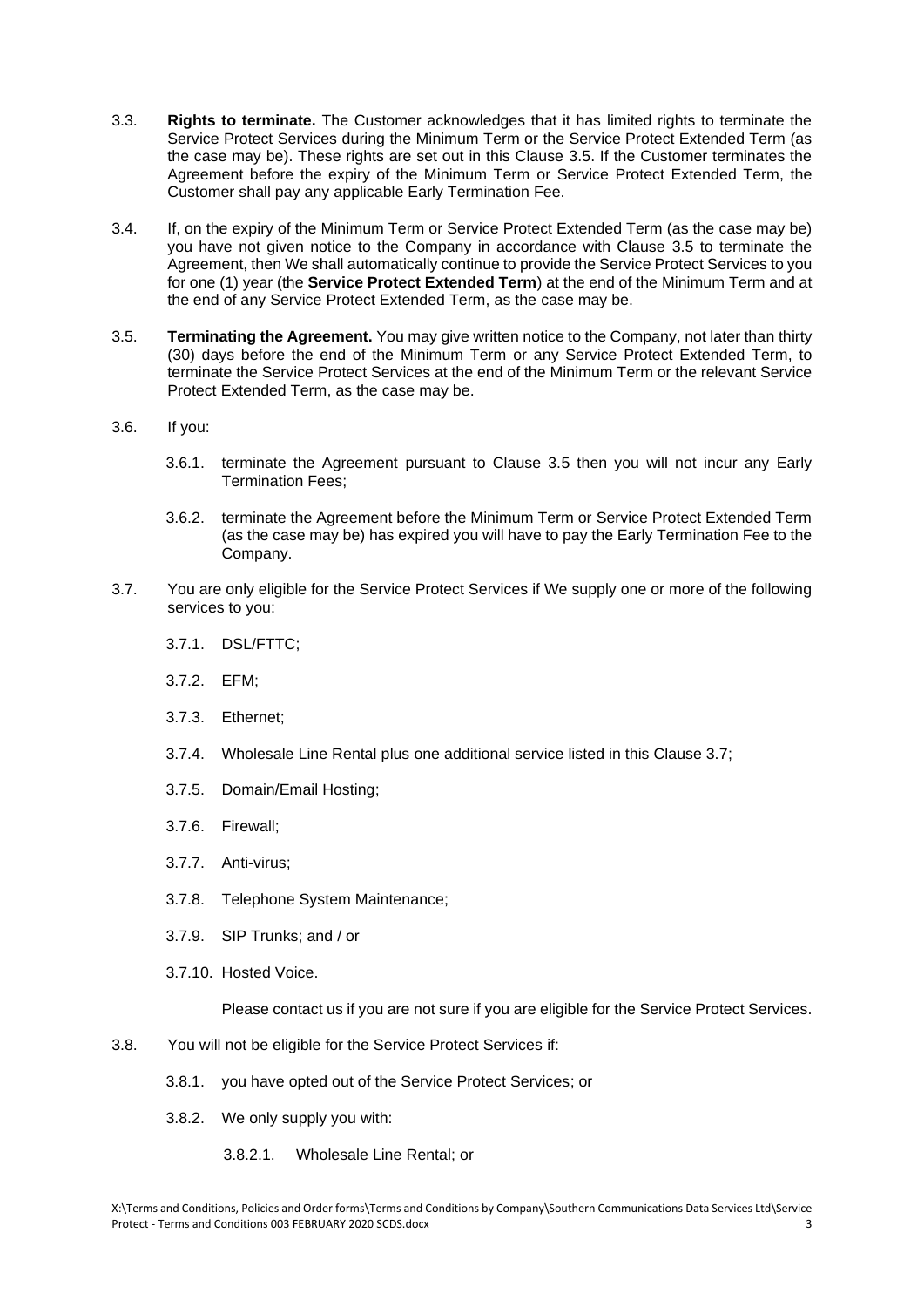3.3. **Rights to terminate.** The Customer acknowledges that it has limited rights to terminate the Service Protect Services during the Minimum Term or the Service Protect Extended Term (as the case may be). These rights are set out in this Clause 3.5. If the Customer terminates the Agreement before the expiry of the Minimum Term or Service Protect Extended Term, the Customer shall pay any applicable Early Termination Fee.

3.4. If, on the expiry of the Minimum Term or Service Protect Extended Term (as the case may be) you have not given notice to the Company in accordance with Clause 3.5 to terminate the Agreement, then We shall automatically continue to provide the Service Protect Services to you for one (1) year (the **Service Protect Extended Term**) at the end of the Minimum Term and at the end of any Service Protect Extended Term, as the case may be.

3.5. **Terminating the Agreement.** You may give written notice to the Company, not later than thirty (30) days before the end of the Minimum Term or any Service Protect Extended Term, to terminate the Service Protect Services at the end of the Minimum Term or the relevant Service Protect Extended Term, as the case may be.

3.6. If you:

3.6.1. terminate the Agreement pursuant to Clause 3.5 then you will not incur any Early Termination Fees;

3.6.2. terminate the Agreement before the Minimum Term or Service Protect Extended Term (as the case may be) has expired you will have to pay the Early Termination Fee to the Company.

3.7. You are only eligible for the Service Protect Services if We supply one or more of the following services to you:

3.7.1. DSL/FTTC;

3.7.2. EFM;

3.7.3. Ethernet;

3.7.4. Wholesale Line Rental plus one additional service listed in this Clause 3.7;

3.7.5. Domain/Email Hosting;

3.7.6. Firewall;

3.7.7. Anti-virus;

3.7.8. Telephone System Maintenance;

3.7.9. SIP Trunks; and / or

3.7.10. Hosted Voice.

Please contact us if you are not sure if you are eligible for the Service Protect Services.

3.8. You will not be eligible for the Service Protect Services if:

3.8.1. you have opted out of the Service Protect Services; or

3.8.2. We only supply you with:

3.8.2.1. Wholesale Line Rental; or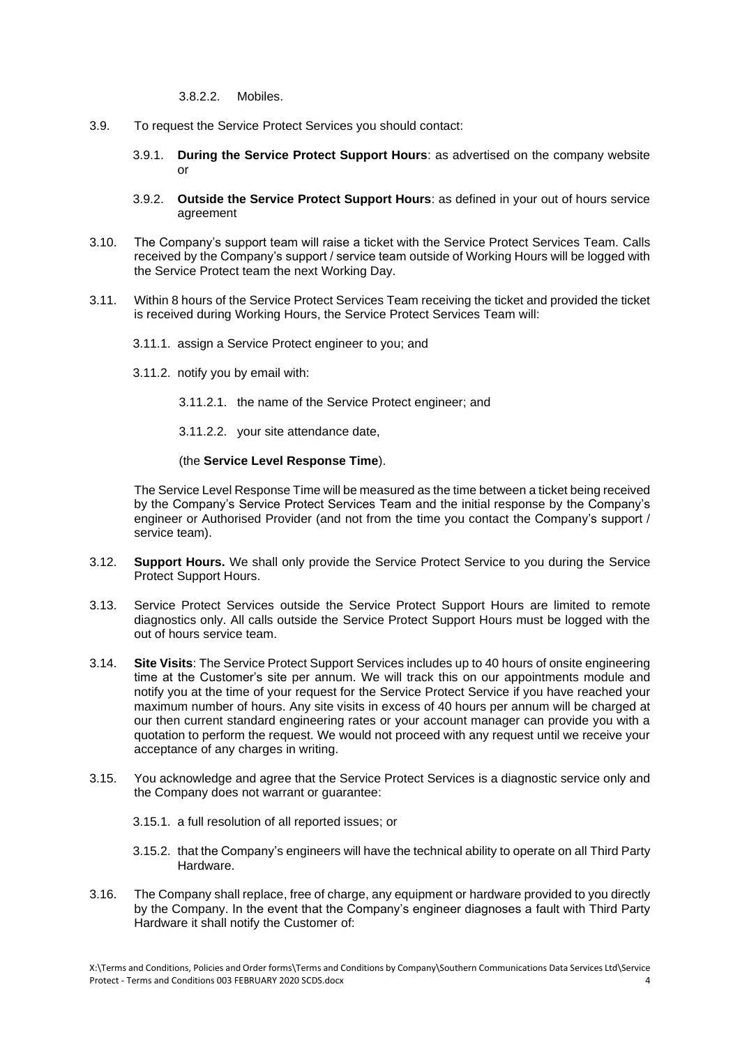3.8.2.2. Mobiles.

3.9. To request the Service Protect Services you should contact:

3.9.1. **During the Service Protect Support Hours**: as advertised on the company website or

3.9.2. **Outside the Service Protect Support Hours**: as defined in your out of hours service agreement

3.10. The Company's support team will raise a ticket with the Service Protect Services Team. Calls received by the Company's support / service team outside of Working Hours will be logged with the Service Protect team the next Working Day.

3.11. Within 8 hours of the Service Protect Services Team receiving the ticket and provided the ticket is received during Working Hours, the Service Protect Services Team will:

3.11.1. assign a Service Protect engineer to you; and

3.11.2. notify you by email with:

3.11.2.1. the name of the Service Protect engineer; and

3.11.2.2. your site attendance date,

(the **Service Level Response Time**).

The Service Level Response Time will be measured as the time between a ticket being received by the Company's Service Protect Services Team and the initial response by the Company's engineer or Authorised Provider (and not from the time you contact the Company's support / service team).

3.12. **Support Hours.** We shall only provide the Service Protect Service to you during the Service Protect Support Hours.

3.13. Service Protect Services outside the Service Protect Support Hours are limited to remote diagnostics only. All calls outside the Service Protect Support Hours must be logged with the out of hours service team.

3.14. **Site Visits**: The Service Protect Support Services includes up to 40 hours of onsite engineering time at the Customer's site per annum. We will track this on our appointments module and notify you at the time of your request for the Service Protect Service if you have reached your maximum number of hours. Any site visits in excess of 40 hours per annum will be charged at our then current standard engineering rates or your account manager can provide you with a quotation to perform the request. We would not proceed with any request until we receive your acceptance of any charges in writing.

3.15. You acknowledge and agree that the Service Protect Services is a diagnostic service only and the Company does not warrant or guarantee:

3.15.1. a full resolution of all reported issues; or

3.15.2. that the Company's engineers will have the technical ability to operate on all Third Party Hardware.

3.16. The Company shall replace, free of charge, any equipment or hardware provided to you directly by the Company. In the event that the Company's engineer diagnoses a fault with Third Party Hardware it shall notify the Customer of: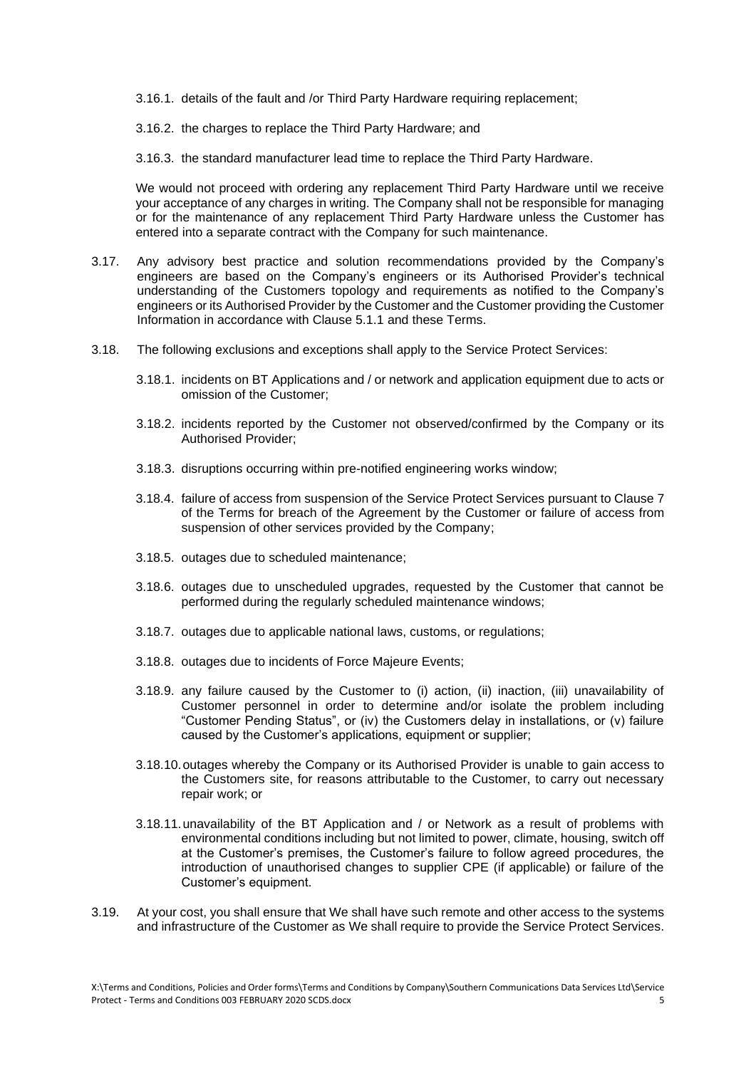3.16.1. details of the fault and /or Third Party Hardware requiring replacement;

3.16.2. the charges to replace the Third Party Hardware; and

3.16.3. the standard manufacturer lead time to replace the Third Party Hardware.

We would not proceed with ordering any replacement Third Party Hardware until we receive your acceptance of any charges in writing. The Company shall not be responsible for managing or for the maintenance of any replacement Third Party Hardware unless the Customer has entered into a separate contract with the Company for such maintenance.

3.17. Any advisory best practice and solution recommendations provided by the Company's engineers are based on the Company's engineers or its Authorised Provider's technical understanding of the Customers topology and requirements as notified to the Company's engineers or its Authorised Provider by the Customer and the Customer providing the Customer Information in accordance with Clause 5.1.1 and these Terms.

3.18. The following exclusions and exceptions shall apply to the Service Protect Services:

3.18.1. incidents on BT Applications and / or network and application equipment due to acts or omission of the Customer;

3.18.2. incidents reported by the Customer not observed/confirmed by the Company or its Authorised Provider;

3.18.3. disruptions occurring within pre-notified engineering works window;

3.18.4. failure of access from suspension of the Service Protect Services pursuant to Clause 7 of the Terms for breach of the Agreement by the Customer or failure of access from suspension of other services provided by the Company;

3.18.5. outages due to scheduled maintenance;

3.18.6. outages due to unscheduled upgrades, requested by the Customer that cannot be performed during the regularly scheduled maintenance windows;

3.18.7. outages due to applicable national laws, customs, or regulations;

3.18.8. outages due to incidents of Force Majeure Events;

3.18.9. any failure caused by the Customer to (i) action, (ii) inaction, (iii) unavailability of Customer personnel in order to determine and/or isolate the problem including "Customer Pending Status", or (iv) the Customers delay in installations, or (v) failure caused by the Customer's applications, equipment or supplier;

3.18.10. outages whereby the Company or its Authorised Provider is unable to gain access to the Customers site, for reasons attributable to the Customer, to carry out necessary repair work; or

3.18.11. unavailability of the BT Application and / or Network as a result of problems with environmental conditions including but not limited to power, climate, housing, switch off at the Customer's premises, the Customer's failure to follow agreed procedures, the introduction of unauthorised changes to supplier CPE (if applicable) or failure of the Customer's equipment.

3.19. At your cost, you shall ensure that We shall have such remote and other access to the systems and infrastructure of the Customer as We shall require to provide the Service Protect Services.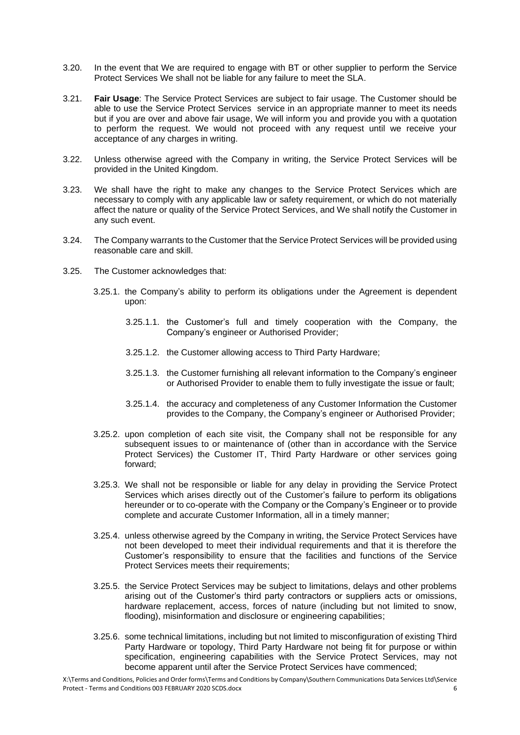3.20. In the event that We are required to engage with BT or other supplier to perform the Service Protect Services We shall not be liable for any failure to meet the SLA.

3.21. **Fair Usage**: The Service Protect Services are subject to fair usage. The Customer should be able to use the Service Protect Services service in an appropriate manner to meet its needs but if you are over and above fair usage, We will inform you and provide you with a quotation to perform the request. We would not proceed with any request until we receive your acceptance of any charges in writing.

3.22. Unless otherwise agreed with the Company in writing, the Service Protect Services will be provided in the United Kingdom.

3.23. We shall have the right to make any changes to the Service Protect Services which are necessary to comply with any applicable law or safety requirement, or which do not materially affect the nature or quality of the Service Protect Services, and We shall notify the Customer in any such event.

3.24. The Company warrants to the Customer that the Service Protect Services will be provided using reasonable care and skill.

3.25. The Customer acknowledges that:

3.25.1. the Company's ability to perform its obligations under the Agreement is dependent upon:

3.25.1.1. the Customer's full and timely cooperation with the Company, the Company's engineer or Authorised Provider;

3.25.1.2. the Customer allowing access to Third Party Hardware;

3.25.1.3. the Customer furnishing all relevant information to the Company's engineer or Authorised Provider to enable them to fully investigate the issue or fault;

3.25.1.4. the accuracy and completeness of any Customer Information the Customer provides to the Company, the Company's engineer or Authorised Provider;

3.25.2. upon completion of each site visit, the Company shall not be responsible for any subsequent issues to or maintenance of (other than in accordance with the Service Protect Services) the Customer IT, Third Party Hardware or other services going forward;

3.25.3. We shall not be responsible or liable for any delay in providing the Service Protect Services which arises directly out of the Customer's failure to perform its obligations hereunder or to co-operate with the Company or the Company's Engineer or to provide complete and accurate Customer Information, all in a timely manner;

3.25.4. unless otherwise agreed by the Company in writing, the Service Protect Services have not been developed to meet their individual requirements and that it is therefore the Customer's responsibility to ensure that the facilities and functions of the Service Protect Services meets their requirements;

3.25.5. the Service Protect Services may be subject to limitations, delays and other problems arising out of the Customer's third party contractors or suppliers acts or omissions, hardware replacement, access, forces of nature (including but not limited to snow, flooding), misinformation and disclosure or engineering capabilities;

3.25.6. some technical limitations, including but not limited to misconfiguration of existing Third Party Hardware or topology, Third Party Hardware not being fit for purpose or within specification, engineering capabilities with the Service Protect Services, may not become apparent until after the Service Protect Services have commenced;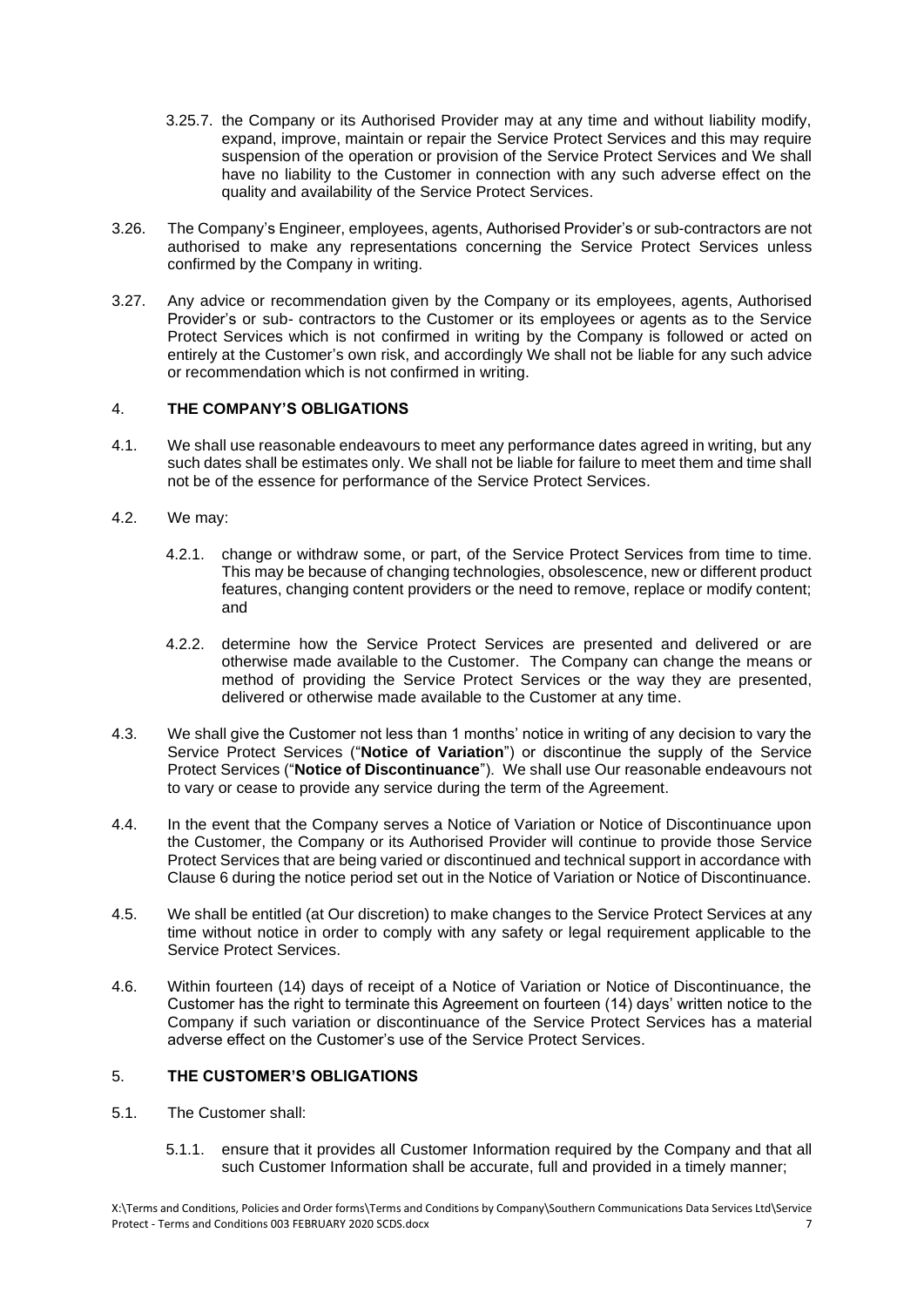3.25.7. the Company or its Authorised Provider may at any time and without liability modify, expand, improve, maintain or repair the Service Protect Services and this may require suspension of the operation or provision of the Service Protect Services and We shall have no liability to the Customer in connection with any such adverse effect on the quality and availability of the Service Protect Services.

3.26. The Company's Engineer, employees, agents, Authorised Provider's or sub-contractors are not authorised to make any representations concerning the Service Protect Services unless confirmed by the Company in writing.

3.27. Any advice or recommendation given by the Company or its employees, agents, Authorised Provider's or sub- contractors to the Customer or its employees or agents as to the Service Protect Services which is not confirmed in writing by the Company is followed or acted on entirely at the Customer's own risk, and accordingly We shall not be liable for any such advice or recommendation which is not confirmed in writing.

## 4. THE COMPANY'S OBLIGATIONS

4.1. We shall use reasonable endeavours to meet any performance dates agreed in writing, but any such dates shall be estimates only. We shall not be liable for failure to meet them and time shall not be of the essence for performance of the Service Protect Services.

4.2. We may:

4.2.1. change or withdraw some, or part, of the Service Protect Services from time to time. This may be because of changing technologies, obsolescence, new or different product features, changing content providers or the need to remove, replace or modify content; and

4.2.2. determine how the Service Protect Services are presented and delivered or are otherwise made available to the Customer. The Company can change the means or method of providing the Service Protect Services or the way they are presented, delivered or otherwise made available to the Customer at any time.

4.3. We shall give the Customer not less than 1 months' notice in writing of any decision to vary the Service Protect Services ("**Notice of Variation**") or discontinue the supply of the Service Protect Services ("**Notice of Discontinuance**"). We shall use Our reasonable endeavours not to vary or cease to provide any service during the term of the Agreement.

4.4. In the event that the Company serves a Notice of Variation or Notice of Discontinuance upon the Customer, the Company or its Authorised Provider will continue to provide those Service Protect Services that are being varied or discontinued and technical support in accordance with Clause 6 during the notice period set out in the Notice of Variation or Notice of Discontinuance.

4.5. We shall be entitled (at Our discretion) to make changes to the Service Protect Services at any time without notice in order to comply with any safety or legal requirement applicable to the Service Protect Services.

4.6. Within fourteen (14) days of receipt of a Notice of Variation or Notice of Discontinuance, the Customer has the right to terminate this Agreement on fourteen (14) days' written notice to the Company if such variation or discontinuance of the Service Protect Services has a material adverse effect on the Customer's use of the Service Protect Services.

## 5. THE CUSTOMER'S OBLIGATIONS

5.1. The Customer shall:

5.1.1. ensure that it provides all Customer Information required by the Company and that all such Customer Information shall be accurate, full and provided in a timely manner;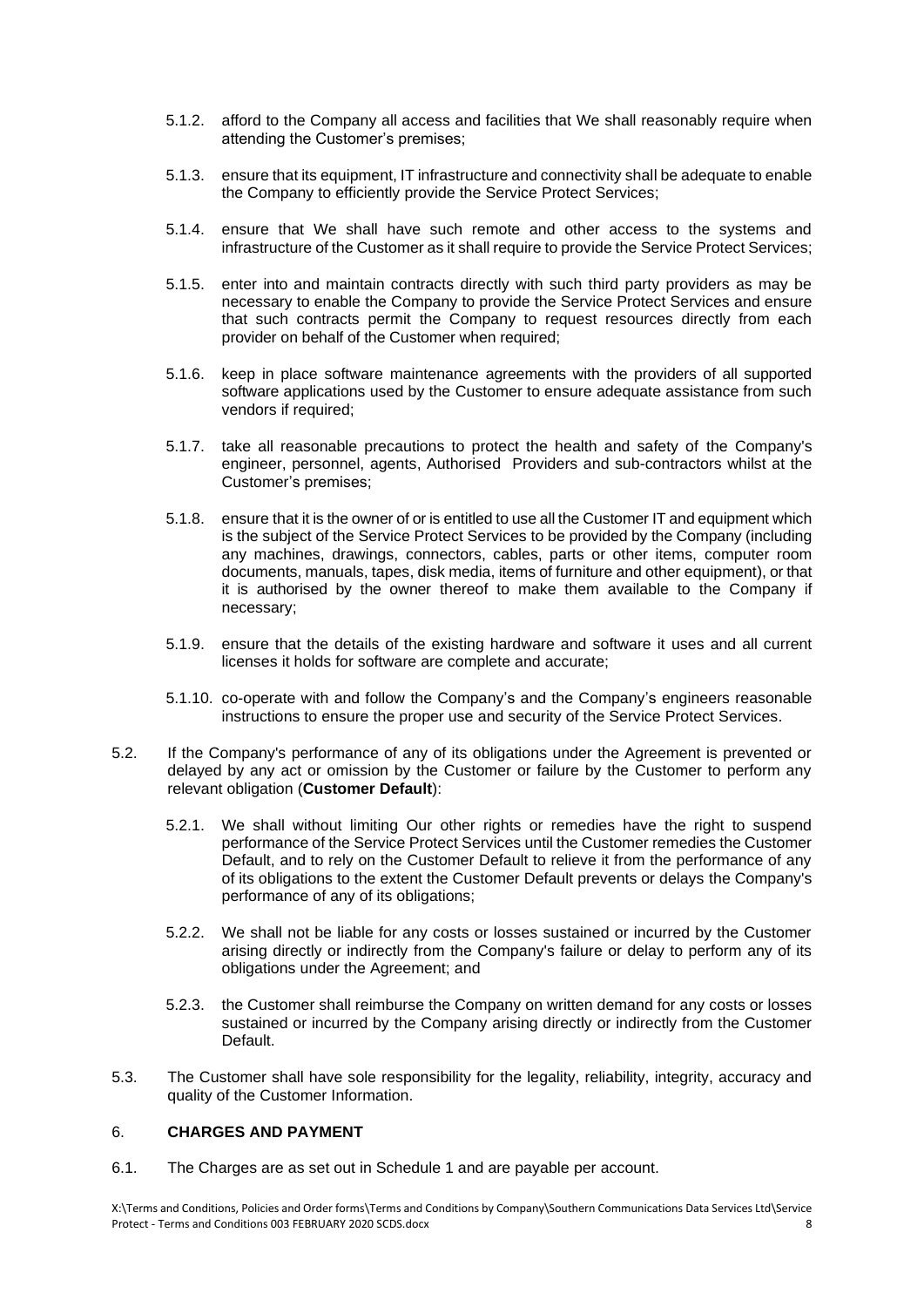5.1.2. afford to the Company all access and facilities that We shall reasonably require when attending the Customer's premises;

5.1.3. ensure that its equipment, IT infrastructure and connectivity shall be adequate to enable the Company to efficiently provide the Service Protect Services;

5.1.4. ensure that We shall have such remote and other access to the systems and infrastructure of the Customer as it shall require to provide the Service Protect Services;

5.1.5. enter into and maintain contracts directly with such third party providers as may be necessary to enable the Company to provide the Service Protect Services and ensure that such contracts permit the Company to request resources directly from each provider on behalf of the Customer when required;

5.1.6. keep in place software maintenance agreements with the providers of all supported software applications used by the Customer to ensure adequate assistance from such vendors if required;

5.1.7. take all reasonable precautions to protect the health and safety of the Company's engineer, personnel, agents, Authorised Providers and sub-contractors whilst at the Customer's premises;

5.1.8. ensure that it is the owner of or is entitled to use all the Customer IT and equipment which is the subject of the Service Protect Services to be provided by the Company (including any machines, drawings, connectors, cables, parts or other items, computer room documents, manuals, tapes, disk media, items of furniture and other equipment), or that it is authorised by the owner thereof to make them available to the Company if necessary;

5.1.9. ensure that the details of the existing hardware and software it uses and all current licenses it holds for software are complete and accurate;

5.1.10. co-operate with and follow the Company's and the Company's engineers reasonable instructions to ensure the proper use and security of the Service Protect Services.

5.2. If the Company's performance of any of its obligations under the Agreement is prevented or delayed by any act or omission by the Customer or failure by the Customer to perform any relevant obligation (**Customer Default**):

5.2.1. We shall without limiting Our other rights or remedies have the right to suspend performance of the Service Protect Services until the Customer remedies the Customer Default, and to rely on the Customer Default to relieve it from the performance of any of its obligations to the extent the Customer Default prevents or delays the Company's performance of any of its obligations;

5.2.2. We shall not be liable for any costs or losses sustained or incurred by the Customer arising directly or indirectly from the Company's failure or delay to perform any of its obligations under the Agreement; and

5.2.3. the Customer shall reimburse the Company on written demand for any costs or losses sustained or incurred by the Company arising directly or indirectly from the Customer Default.

5.3. The Customer shall have sole responsibility for the legality, reliability, integrity, accuracy and quality of the Customer Information.

## 6. CHARGES AND PAYMENT

6.1. The Charges are as set out in Schedule 1 and are payable per account.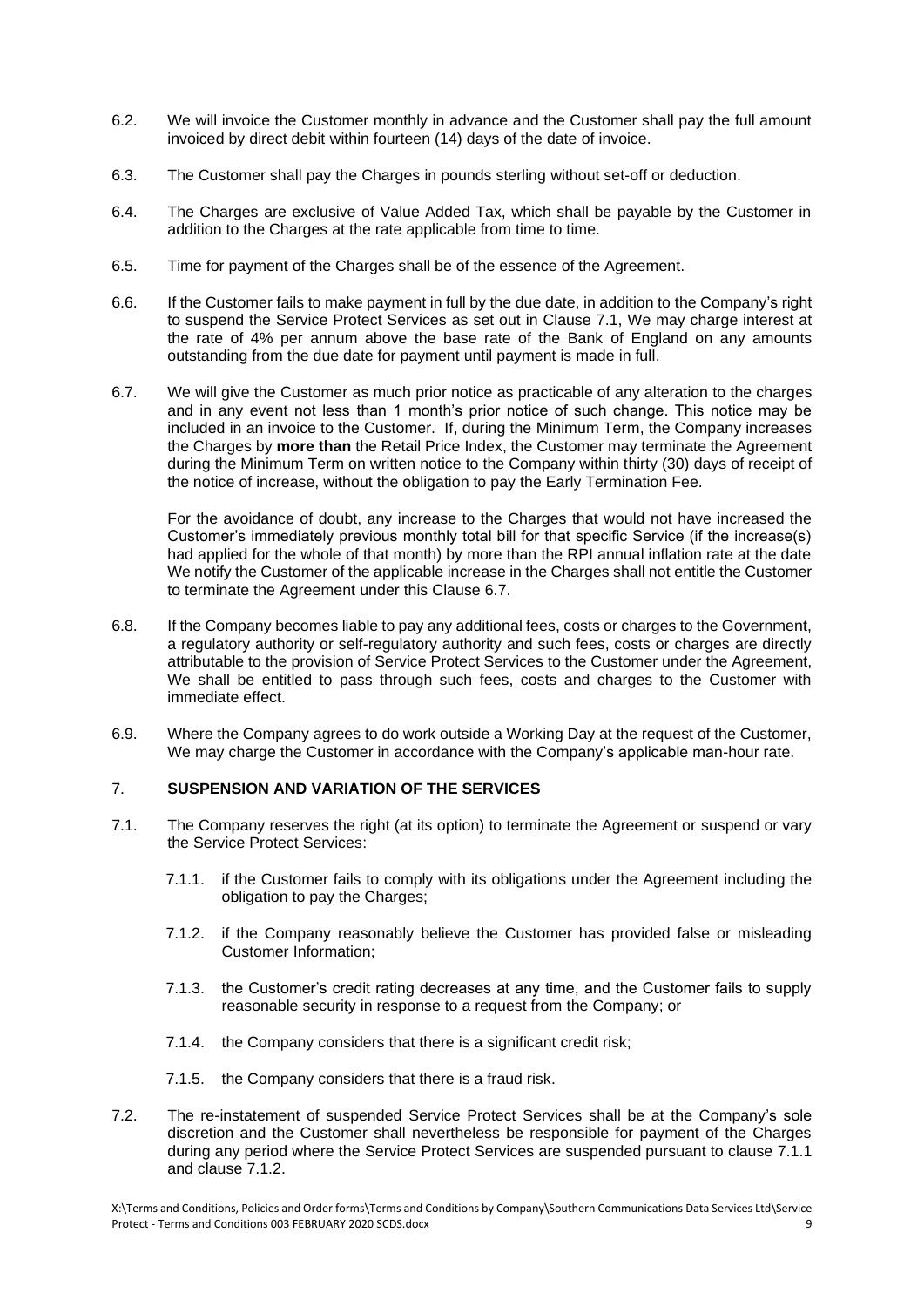6.2. We will invoice the Customer monthly in advance and the Customer shall pay the full amount invoiced by direct debit within fourteen (14) days of the date of invoice.

6.3. The Customer shall pay the Charges in pounds sterling without set-off or deduction.

6.4. The Charges are exclusive of Value Added Tax, which shall be payable by the Customer in addition to the Charges at the rate applicable from time to time.

6.5. Time for payment of the Charges shall be of the essence of the Agreement.

6.6. If the Customer fails to make payment in full by the due date, in addition to the Company's right to suspend the Service Protect Services as set out in Clause 7.1, We may charge interest at the rate of 4% per annum above the base rate of the Bank of England on any amounts outstanding from the due date for payment until payment is made in full.

6.7. We will give the Customer as much prior notice as practicable of any alteration to the charges and in any event not less than 1 month's prior notice of such change. This notice may be included in an invoice to the Customer. If, during the Minimum Term, the Company increases the Charges by **more than** the Retail Price Index, the Customer may terminate the Agreement during the Minimum Term on written notice to the Company within thirty (30) days of receipt of the notice of increase, without the obligation to pay the Early Termination Fee.

For the avoidance of doubt, any increase to the Charges that would not have increased the Customer's immediately previous monthly total bill for that specific Service (if the increase(s) had applied for the whole of that month) by more than the RPI annual inflation rate at the date We notify the Customer of the applicable increase in the Charges shall not entitle the Customer to terminate the Agreement under this Clause 6.7.

6.8. If the Company becomes liable to pay any additional fees, costs or charges to the Government, a regulatory authority or self-regulatory authority and such fees, costs or charges are directly attributable to the provision of Service Protect Services to the Customer under the Agreement, We shall be entitled to pass through such fees, costs and charges to the Customer with immediate effect.

6.9. Where the Company agrees to do work outside a Working Day at the request of the Customer, We may charge the Customer in accordance with the Company's applicable man-hour rate.

## 7. SUSPENSION AND VARIATION OF THE SERVICES

7.1. The Company reserves the right (at its option) to terminate the Agreement or suspend or vary the Service Protect Services:

7.1.1. if the Customer fails to comply with its obligations under the Agreement including the obligation to pay the Charges;

7.1.2. if the Company reasonably believe the Customer has provided false or misleading Customer Information;

7.1.3. the Customer's credit rating decreases at any time, and the Customer fails to supply reasonable security in response to a request from the Company; or

7.1.4. the Company considers that there is a significant credit risk;

7.1.5. the Company considers that there is a fraud risk.

7.2. The re-instatement of suspended Service Protect Services shall be at the Company's sole discretion and the Customer shall nevertheless be responsible for payment of the Charges during any period where the Service Protect Services are suspended pursuant to clause 7.1.1 and clause 7.1.2.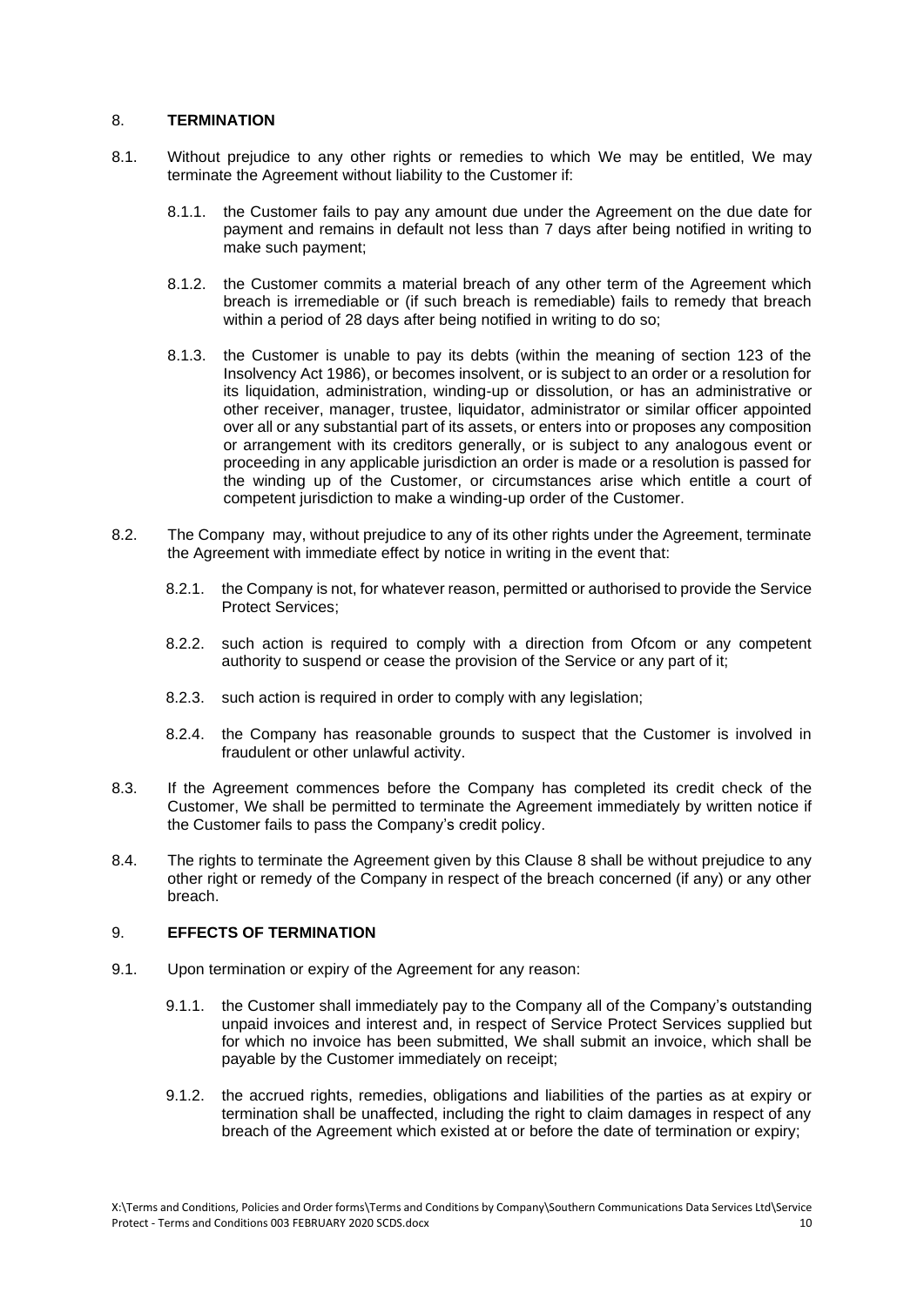## 8. TERMINATION

8.1. Without prejudice to any other rights or remedies to which We may be entitled, We may terminate the Agreement without liability to the Customer if:

8.1.1. the Customer fails to pay any amount due under the Agreement on the due date for payment and remains in default not less than 7 days after being notified in writing to make such payment;

8.1.2. the Customer commits a material breach of any other term of the Agreement which breach is irremediable or (if such breach is remediable) fails to remedy that breach within a period of 28 days after being notified in writing to do so;

8.1.3. the Customer is unable to pay its debts (within the meaning of section 123 of the Insolvency Act 1986), or becomes insolvent, or is subject to an order or a resolution for its liquidation, administration, winding-up or dissolution, or has an administrative or other receiver, manager, trustee, liquidator, administrator or similar officer appointed over all or any substantial part of its assets, or enters into or proposes any composition or arrangement with its creditors generally, or is subject to any analogous event or proceeding in any applicable jurisdiction an order is made or a resolution is passed for the winding up of the Customer, or circumstances arise which entitle a court of competent jurisdiction to make a winding-up order of the Customer.

8.2. The Company may, without prejudice to any of its other rights under the Agreement, terminate the Agreement with immediate effect by notice in writing in the event that:

8.2.1. the Company is not, for whatever reason, permitted or authorised to provide the Service Protect Services;

8.2.2. such action is required to comply with a direction from Ofcom or any competent authority to suspend or cease the provision of the Service or any part of it;

8.2.3. such action is required in order to comply with any legislation;

8.2.4. the Company has reasonable grounds to suspect that the Customer is involved in fraudulent or other unlawful activity.

8.3. If the Agreement commences before the Company has completed its credit check of the Customer, We shall be permitted to terminate the Agreement immediately by written notice if the Customer fails to pass the Company's credit policy.

8.4. The rights to terminate the Agreement given by this Clause 8 shall be without prejudice to any other right or remedy of the Company in respect of the breach concerned (if any) or any other breach.

## 9. EFFECTS OF TERMINATION

9.1. Upon termination or expiry of the Agreement for any reason:

9.1.1. the Customer shall immediately pay to the Company all of the Company's outstanding unpaid invoices and interest and, in respect of Service Protect Services supplied but for which no invoice has been submitted, We shall submit an invoice, which shall be payable by the Customer immediately on receipt;

9.1.2. the accrued rights, remedies, obligations and liabilities of the parties as at expiry or termination shall be unaffected, including the right to claim damages in respect of any breach of the Agreement which existed at or before the date of termination or expiry;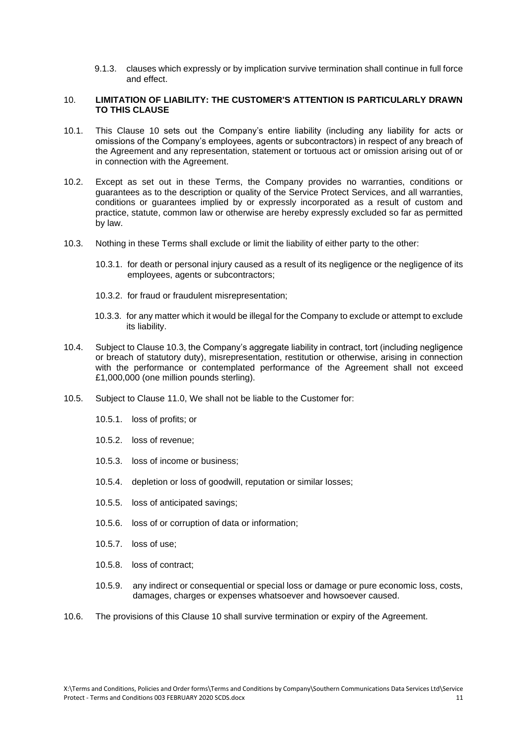9.1.3. clauses which expressly or by implication survive termination shall continue in full force and effect.

## 10. LIMITATION OF LIABILITY: THE CUSTOMER'S ATTENTION IS PARTICULARLY DRAWN TO THIS CLAUSE

10.1. This Clause 10 sets out the Company's entire liability (including any liability for acts or omissions of the Company's employees, agents or subcontractors) in respect of any breach of the Agreement and any representation, statement or tortuous act or omission arising out of or in connection with the Agreement.

10.2. Except as set out in these Terms, the Company provides no warranties, conditions or guarantees as to the description or quality of the Service Protect Services, and all warranties, conditions or guarantees implied by or expressly incorporated as a result of custom and practice, statute, common law or otherwise are hereby expressly excluded so far as permitted by law.

10.3. Nothing in these Terms shall exclude or limit the liability of either party to the other:

10.3.1. for death or personal injury caused as a result of its negligence or the negligence of its employees, agents or subcontractors;

10.3.2. for fraud or fraudulent misrepresentation;

10.3.3. for any matter which it would be illegal for the Company to exclude or attempt to exclude its liability.

10.4. Subject to Clause 10.3, the Company's aggregate liability in contract, tort (including negligence or breach of statutory duty), misrepresentation, restitution or otherwise, arising in connection with the performance or contemplated performance of the Agreement shall not exceed £1,000,000 (one million pounds sterling).

10.5. Subject to Clause 11.0, We shall not be liable to the Customer for:

10.5.1. loss of profits; or

10.5.2. loss of revenue;

10.5.3. loss of income or business;

10.5.4. depletion or loss of goodwill, reputation or similar losses;

10.5.5. loss of anticipated savings;

10.5.6. loss of or corruption of data or information;

10.5.7. loss of use;

10.5.8. loss of contract;

10.5.9. any indirect or consequential or special loss or damage or pure economic loss, costs, damages, charges or expenses whatsoever and howsoever caused.

10.6. The provisions of this Clause 10 shall survive termination or expiry of the Agreement.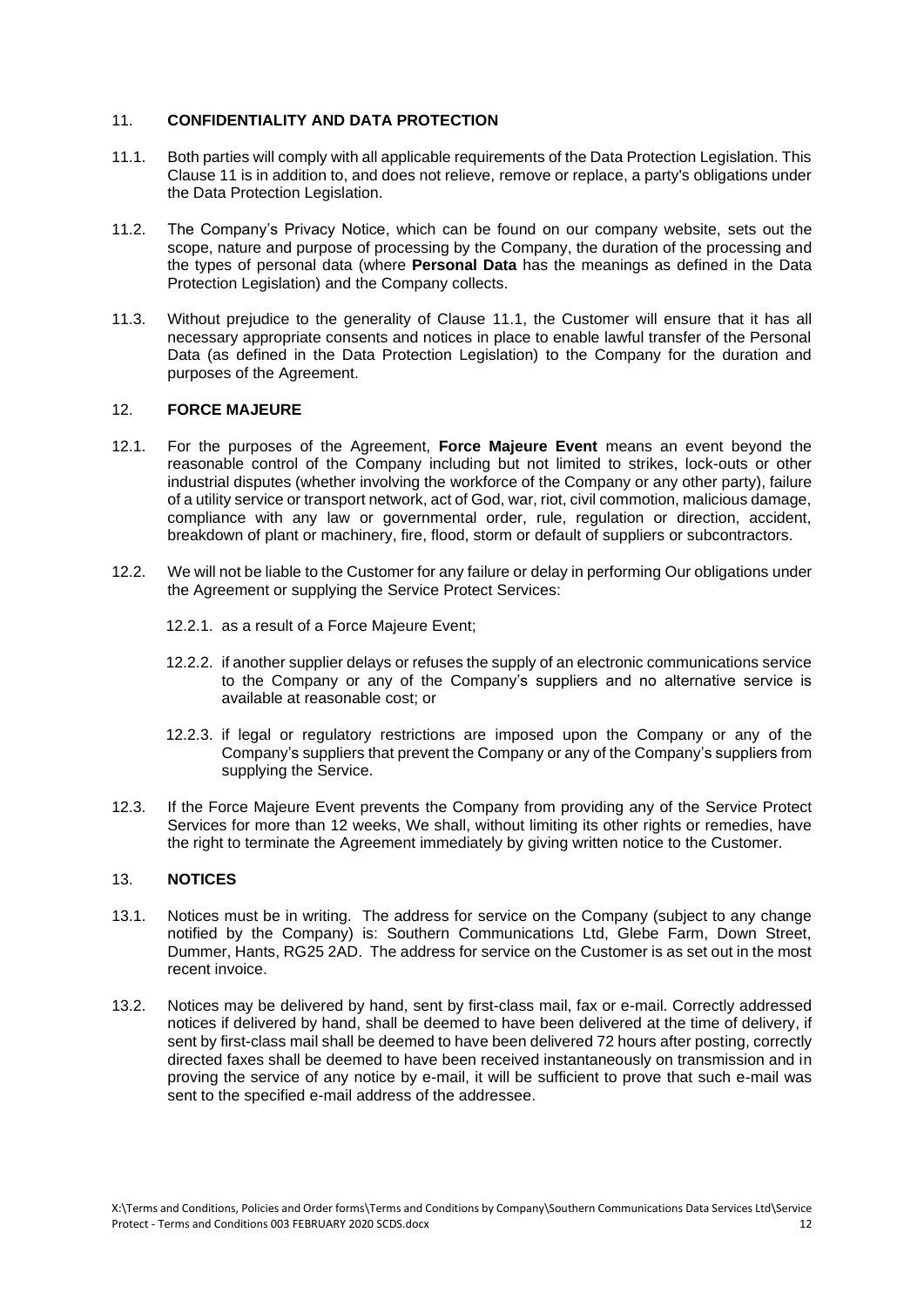## 11. **CONFIDENTIALITY AND DATA PROTECTION**

11.1. Both parties will comply with all applicable requirements of the Data Protection Legislation. This Clause 11 is in addition to, and does not relieve, remove or replace, a party's obligations under the Data Protection Legislation.

11.2. The Company's Privacy Notice, which can be found on our company website, sets out the scope, nature and purpose of processing by the Company, the duration of the processing and the types of personal data (where **Personal Data** has the meanings as defined in the Data Protection Legislation) and the Company collects.

11.3. Without prejudice to the generality of Clause 11.1, the Customer will ensure that it has all necessary appropriate consents and notices in place to enable lawful transfer of the Personal Data (as defined in the Data Protection Legislation) to the Company for the duration and purposes of the Agreement.

## 12. **FORCE MAJEURE**

12.1. For the purposes of the Agreement, **Force Majeure Event** means an event beyond the reasonable control of the Company including but not limited to strikes, lock-outs or other industrial disputes (whether involving the workforce of the Company or any other party), failure of a utility service or transport network, act of God, war, riot, civil commotion, malicious damage, compliance with any law or governmental order, rule, regulation or direction, accident, breakdown of plant or machinery, fire, flood, storm or default of suppliers or subcontractors.

12.2. We will not be liable to the Customer for any failure or delay in performing Our obligations under the Agreement or supplying the Service Protect Services:

12.2.1. as a result of a Force Majeure Event;

12.2.2. if another supplier delays or refuses the supply of an electronic communications service to the Company or any of the Company's suppliers and no alternative service is available at reasonable cost; or

12.2.3. if legal or regulatory restrictions are imposed upon the Company or any of the Company's suppliers that prevent the Company or any of the Company's suppliers from supplying the Service.

12.3. If the Force Majeure Event prevents the Company from providing any of the Service Protect Services for more than 12 weeks, We shall, without limiting its other rights or remedies, have the right to terminate the Agreement immediately by giving written notice to the Customer.

## 13. **NOTICES**

13.1. Notices must be in writing. The address for service on the Company (subject to any change notified by the Company) is: Southern Communications Ltd, Glebe Farm, Down Street, Dummer, Hants, RG25 2AD. The address for service on the Customer is as set out in the most recent invoice.

13.2. Notices may be delivered by hand, sent by first-class mail, fax or e-mail. Correctly addressed notices if delivered by hand, shall be deemed to have been delivered at the time of delivery, if sent by first-class mail shall be deemed to have been delivered 72 hours after posting, correctly directed faxes shall be deemed to have been received instantaneously on transmission and in proving the service of any notice by e-mail, it will be sufficient to prove that such e-mail was sent to the specified e-mail address of the addressee.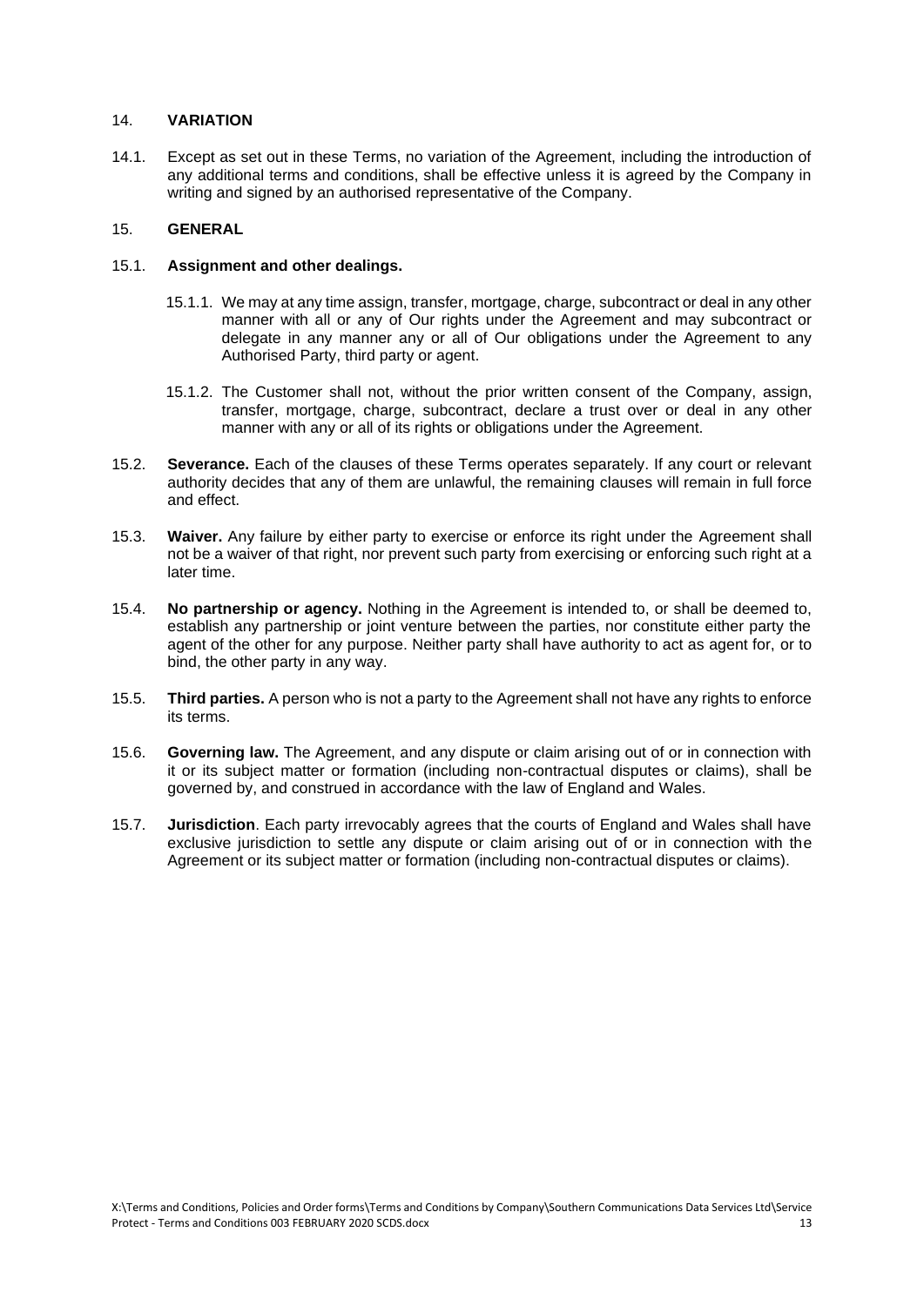## 14. VARIATION

14.1. Except as set out in these Terms, no variation of the Agreement, including the introduction of any additional terms and conditions, shall be effective unless it is agreed by the Company in writing and signed by an authorised representative of the Company.

## 15. GENERAL

15.1. **Assignment and other dealings.**

15.1.1. We may at any time assign, transfer, mortgage, charge, subcontract or deal in any other manner with all or any of Our rights under the Agreement and may subcontract or delegate in any manner any or all of Our obligations under the Agreement to any Authorised Party, third party or agent.

15.1.2. The Customer shall not, without the prior written consent of the Company, assign, transfer, mortgage, charge, subcontract, declare a trust over or deal in any other manner with any or all of its rights or obligations under the Agreement.

15.2. **Severance.** Each of the clauses of these Terms operates separately. If any court or relevant authority decides that any of them are unlawful, the remaining clauses will remain in full force and effect.

15.3. **Waiver.** Any failure by either party to exercise or enforce its right under the Agreement shall not be a waiver of that right, nor prevent such party from exercising or enforcing such right at a later time.

15.4. **No partnership or agency.** Nothing in the Agreement is intended to, or shall be deemed to, establish any partnership or joint venture between the parties, nor constitute either party the agent of the other for any purpose. Neither party shall have authority to act as agent for, or to bind, the other party in any way.

15.5. **Third parties.** A person who is not a party to the Agreement shall not have any rights to enforce its terms.

15.6. **Governing law.** The Agreement, and any dispute or claim arising out of or in connection with it or its subject matter or formation (including non-contractual disputes or claims), shall be governed by, and construed in accordance with the law of England and Wales.

15.7. **Jurisdiction**. Each party irrevocably agrees that the courts of England and Wales shall have exclusive jurisdiction to settle any dispute or claim arising out of or in connection with the Agreement or its subject matter or formation (including non-contractual disputes or claims).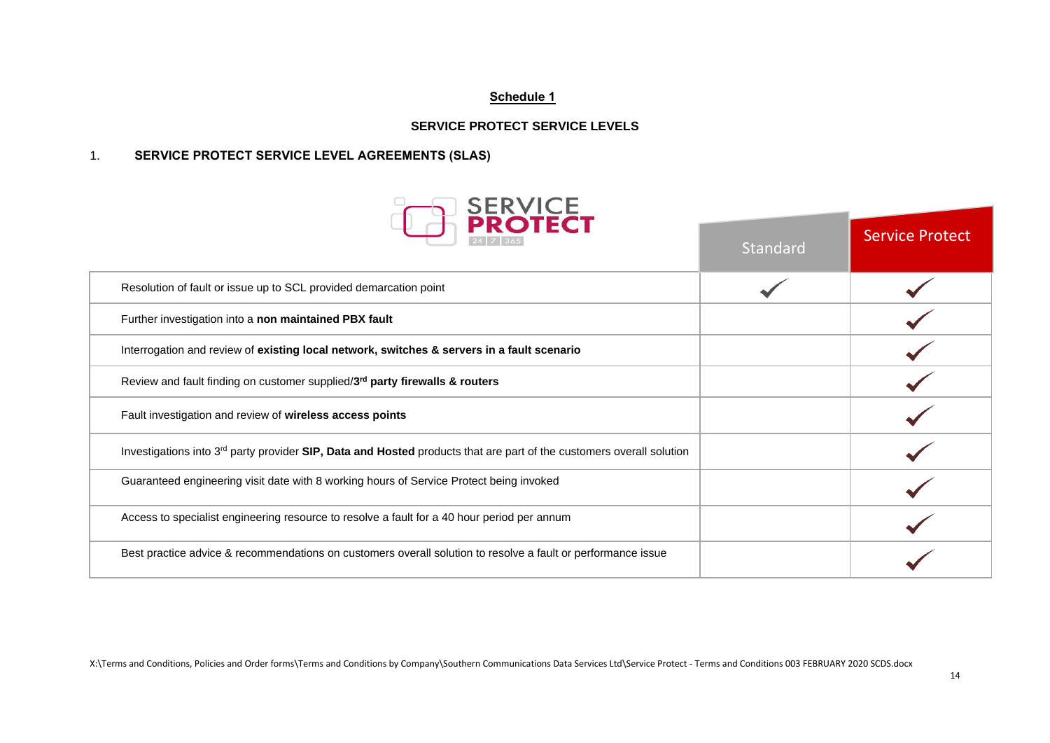**Schedule 1**

**SERVICE PROTECT SERVICE LEVELS**

## 1. SERVICE PROTECT SERVICE LEVEL AGREEMENTS (SLAS)

| SERVICE PROTECT 24 7 365 | Standard | Service Protect |
|---|---|---|
| Resolution of fault or issue up to SCL provided demarcation point | ✓ | ✓ |
| Further investigation into a **non maintained PBX fault** | | ✓ |
| Interrogation and review of **existing local network, switches & servers in a fault scenario** | | ✓ |
| Review and fault finding on customer supplied/**3rd party firewalls & routers** | | ✓ |
| Fault investigation and review of **wireless access points** | | ✓ |
| Investigations into 3rd party provider **SIP, Data and Hosted** products that are part of the customers overall solution | | ✓ |
| Guaranteed engineering visit date with 8 working hours of Service Protect being invoked | | ✓ |
| Access to specialist engineering resource to resolve a fault for a 40 hour period per annum | | ✓ |
| Best practice advice & recommendations on customers overall solution to resolve a fault or performance issue | | ✓ |

X:\Terms and Conditions, Policies and Order forms\Terms and Conditions by Company\Southern Communications Data Services Ltd\Service Protect - Terms and Conditions 003 FEBRUARY 2020 SCDS.docx